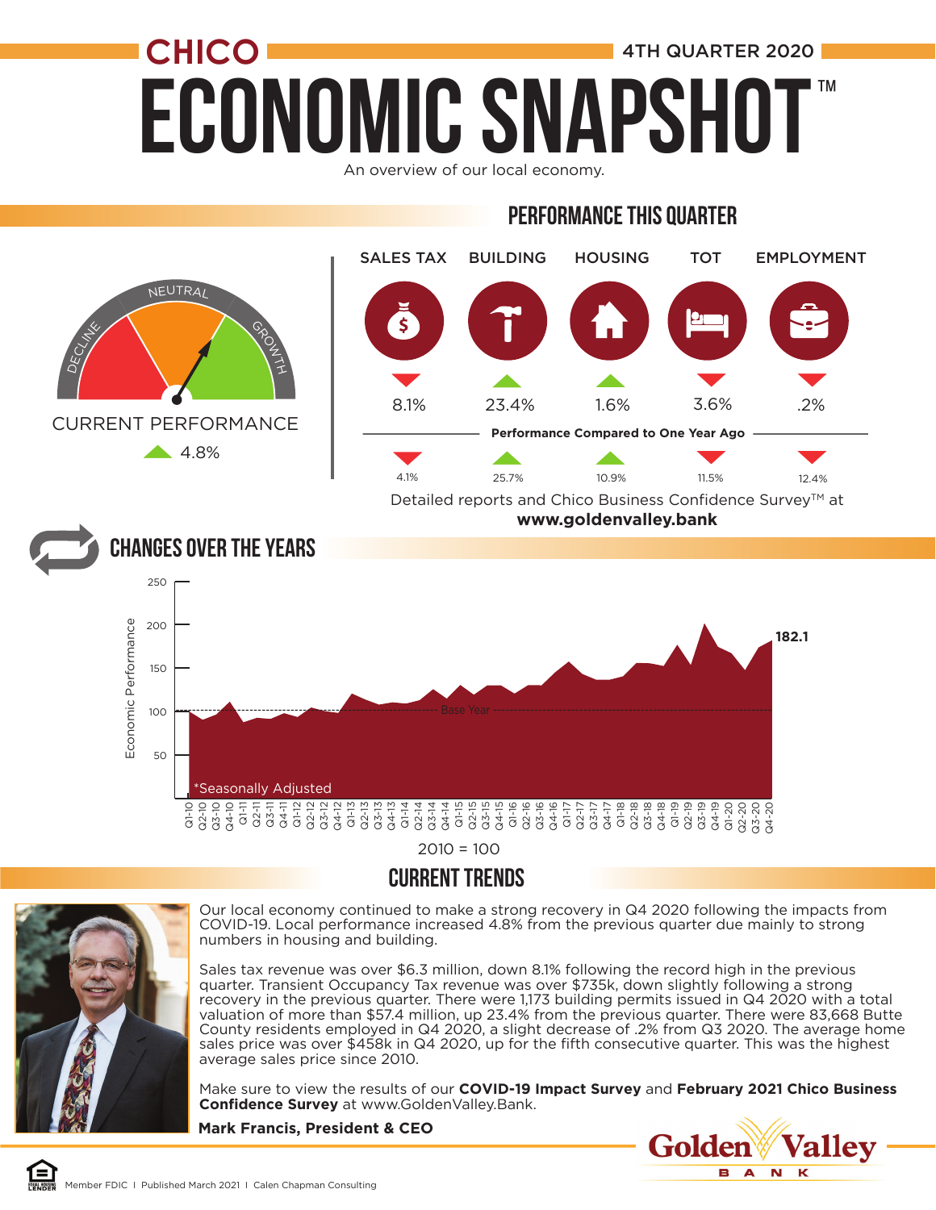# CHICO ECONOMIC SNAPSHOT™

**4TH QUARTER 2020**

An overview of our local economy.

## PERFORMANCE THIS QUARTER

CURRENT PERFORMANCE
▲ 4.8%

| | SALES TAX | BUILDING | HOUSING | TOT | EMPLOYMENT |
|---|---|---|---|---|---|
| This Quarter | ▼ 8.1% | ▲ 23.4% | ▲ 1.6% | ▼ 3.6% | ▼ .2% |
| Performance Compared to One Year Ago | ▼ 4.1% | ▲ 25.7% | ▲ 10.9% | ▼ 11.5% | ▼ 12.4% |

Detailed reports and Chico Business Confidence Survey™ at **www.goldenvalley.bank**

## CHANGES OVER THE YEARS

Economic Performance (2010 = 100), Q1-10 through Q4-20: 182.1 (Q4-20)

*Seasonally Adjusted

2010 = 100

## CURRENT TRENDS

Our local economy continued to make a strong recovery in Q4 2020 following the impacts from COVID-19. Local performance increased 4.8% from the previous quarter due mainly to strong numbers in housing and building.

Sales tax revenue was over $6.3 million, down 8.1% following the record high in the previous quarter. Transient Occupancy Tax revenue was over $735k, down slightly following a strong recovery in the previous quarter. There were 1,173 building permits issued in Q4 2020 with a total valuation of more than $57.4 million, up 23.4% from the previous quarter. There were 83,668 Butte County residents employed in Q4 2020, a slight decrease of .2% from Q3 2020. The average home sales price was over $458k in Q4 2020, up for the fifth consecutive quarter. This was the highest average sales price since 2010.

Make sure to view the results of our **COVID-19 Impact Survey** and **February 2021 Chico Business Confidence Survey** at www.GoldenValley.Bank.

**Mark Francis, President & CEO**

Golden Valley BANK

Member FDIC | Published March 2021 | Calen Chapman Consulting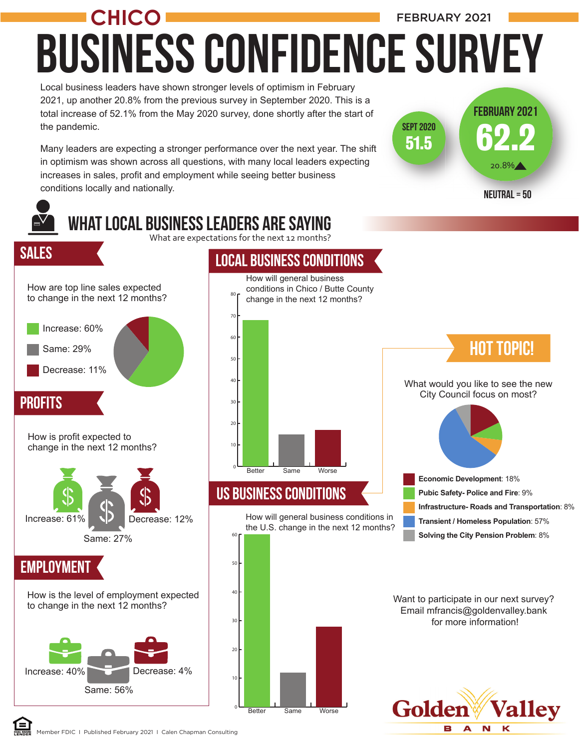# CHICO BUSINESS CONFIDENCE SURVEY

FEBRUARY 2021

Local business leaders have shown stronger levels of optimism in February 2021, up another 20.8% from the previous survey in September 2020. This is a total increase of 52.1% from the May 2020 survey, done shortly after the start of the pandemic.

Many leaders are expecting a stronger performance over the next year. The shift in optimism was shown across all questions, with many local leaders expecting increases in sales, profit and employment while seeing better business conditions locally and nationally.

SEPT 2020 **51.5**

FEBRUARY 2021 **62.2** 20.8%▲

NEUTRAL = 50

## WHAT LOCAL BUSINESS LEADERS ARE SAYING

What are expectations for the next 12 months?

### SALES

How are top line sales expected to change in the next 12 months?

- Increase: 60%
- Same: 29%
- Decrease: 11%

### PROFITS

How is profit expected to change in the next 12 months?

- Increase: 61%
- Same: 27%
- Decrease: 12%

### EMPLOYMENT

How is the level of employment expected to change in the next 12 months?

- Increase: 40%
- Same: 56%
- Decrease: 4%

### LOCAL BUSINESS CONDITIONS

How will general business conditions in Chico / Butte County change in the next 12 months?

Better | Same | Worse

### US BUSINESS CONDITIONS

How will general business conditions in the U.S. change in the next 12 months?

Better | Same | Worse

### HOT TOPIC!

What would you like to see the new City Council focus on most?

- **Economic Development**: 18%
- **Pubic Safety- Police and Fire**: 9%
- **Infrastructure- Roads and Transportation**: 8%
- **Transient / Homeless Population**: 57%
- **Solving the City Pension Problem**: 8%

Want to participate in our next survey? Email mfrancis@goldenvalley.bank for more information!

Golden Valley BANK

Member FDIC | Published February 2021 | Calen Chapman Consulting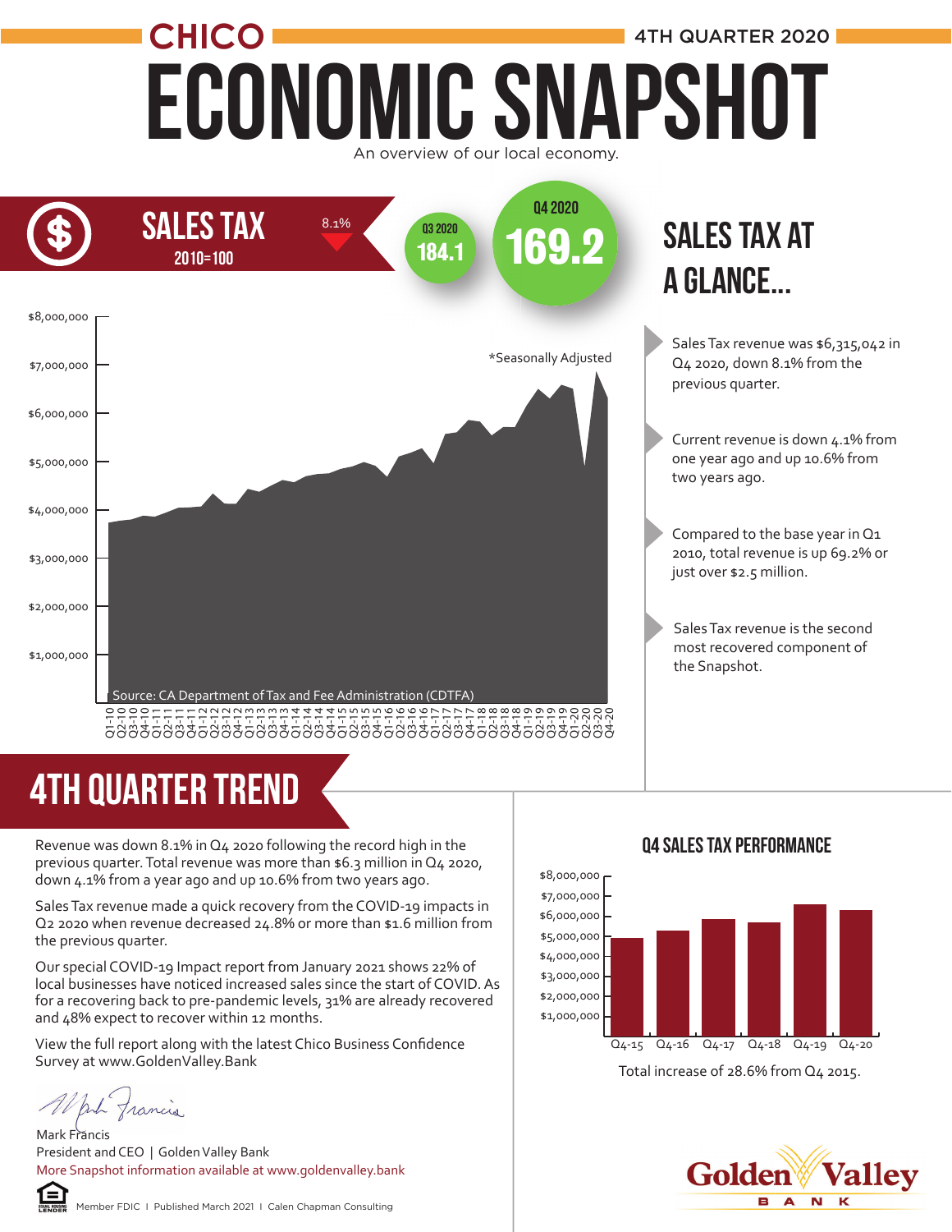CHICO

4TH QUARTER 2020

# ECONOMIC SNAPSHOT

An overview of our local economy.

## SALES TAX

2010=100

8.1%

Q3 2020: 184.1

Q4 2020: 169.2

*Seasonally Adjusted

Source: CA Department of Tax and Fee Administration (CDTFA)

## SALES TAX AT A GLANCE...

- Sales Tax revenue was $6,315,042 in Q4 2020, down 8.1% from the previous quarter.
- Current revenue is down 4.1% from one year ago and up 10.6% from two years ago.
- Compared to the base year in Q1 2010, total revenue is up 69.2% or just over $2.5 million.
- Sales Tax revenue is the second most recovered component of the Snapshot.

## 4TH QUARTER TREND

Revenue was down 8.1% in Q4 2020 following the record high in the previous quarter. Total revenue was more than $6.3 million in Q4 2020, down 4.1% from a year ago and up 10.6% from two years ago.

Sales Tax revenue made a quick recovery from the COVID-19 impacts in Q2 2020 when revenue decreased 24.8% or more than $1.6 million from the previous quarter.

Our special COVID-19 Impact report from January 2021 shows 22% of local businesses have noticed increased sales since the start of COVID. As for a recovering back to pre-pandemic levels, 31% are already recovered and 48% expect to recover within 12 months.

View the full report along with the latest Chico Business Confidence Survey at www.GoldenValley.Bank

Mark Francis
President and CEO | Golden Valley Bank
More Snapshot information available at www.goldenvalley.bank

### Q4 SALES TAX PERFORMANCE

Total increase of 28.6% from Q4 2015.

Member FDIC | Published March 2021 | Calen Chapman Consulting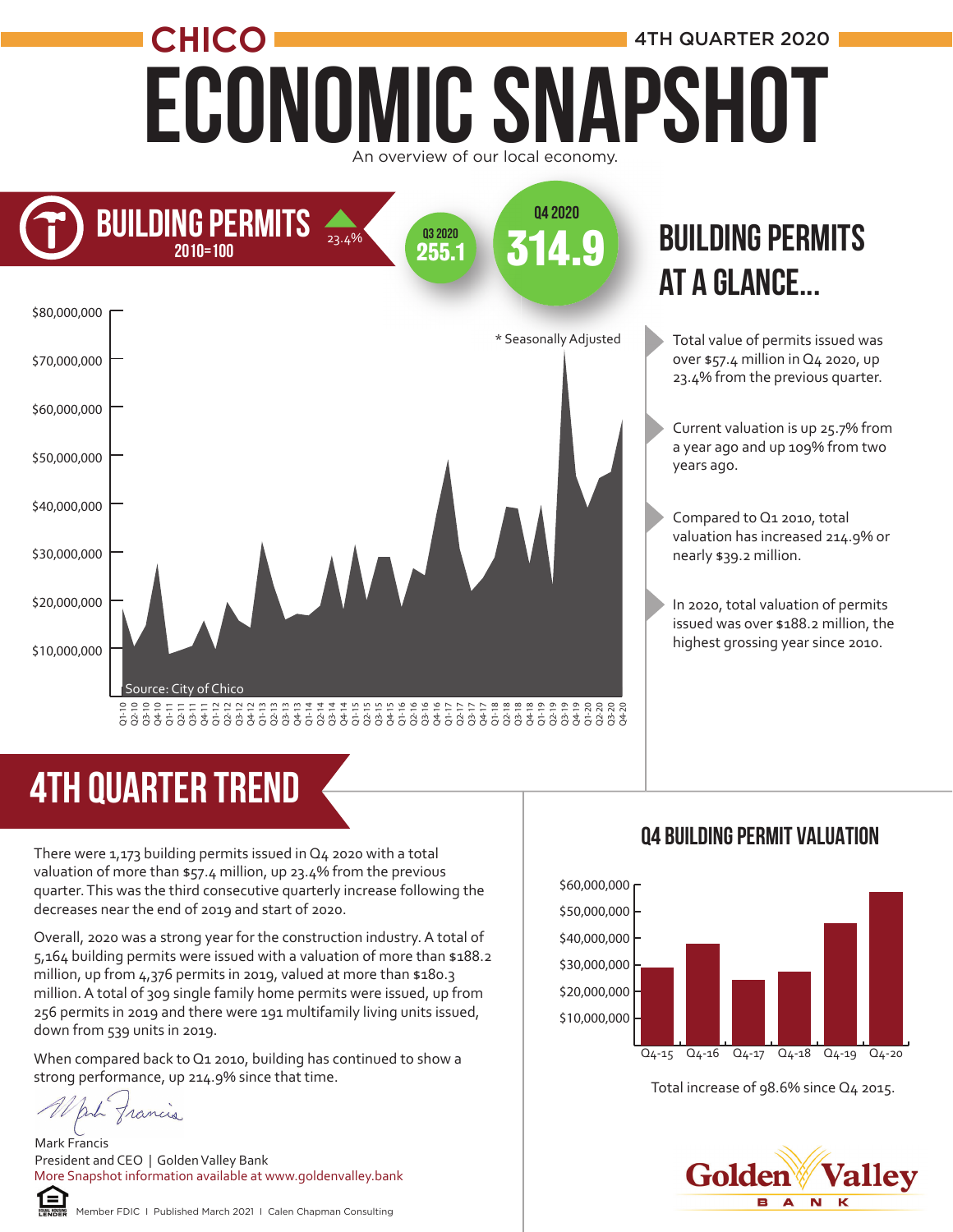# CHICO

4TH QUARTER 2020

# ECONOMIC SNAPSHOT

An overview of our local economy.

## BUILDING PERMITS

2010=100

23.4%

Q3 2020 **255.1**

Q4 2020 **314.9**

\* Seasonally Adjusted

Source: City of Chico

## BUILDING PERMITS AT A GLANCE...

- Total value of permits issued was over $57.4 million in Q4 2020, up 23.4% from the previous quarter.
- Current valuation is up 25.7% from a year ago and up 109% from two years ago.
- Compared to Q1 2010, total valuation has increased 214.9% or nearly $39.2 million.
- In 2020, total valuation of permits issued was over $188.2 million, the highest grossing year since 2010.

## 4TH QUARTER TREND

There were 1,173 building permits issued in Q4 2020 with a total valuation of more than $57.4 million, up 23.4% from the previous quarter. This was the third consecutive quarterly increase following the decreases near the end of 2019 and start of 2020.

Overall, 2020 was a strong year for the construction industry. A total of 5,164 building permits were issued with a valuation of more than $188.2 million, up from 4,376 permits in 2019, valued at more than $180.3 million. A total of 309 single family home permits were issued, up from 256 permits in 2019 and there were 191 multifamily living units issued, down from 539 units in 2019.

When compared back to Q1 2010, building has continued to show a strong performance, up 214.9% since that time.

Mark Francis
President and CEO | Golden Valley Bank
More Snapshot information available at www.goldenvalley.bank

### Q4 BUILDING PERMIT VALUATION

Total increase of 98.6% since Q4 2015.

Member FDIC | Published March 2021 | Calen Chapman Consulting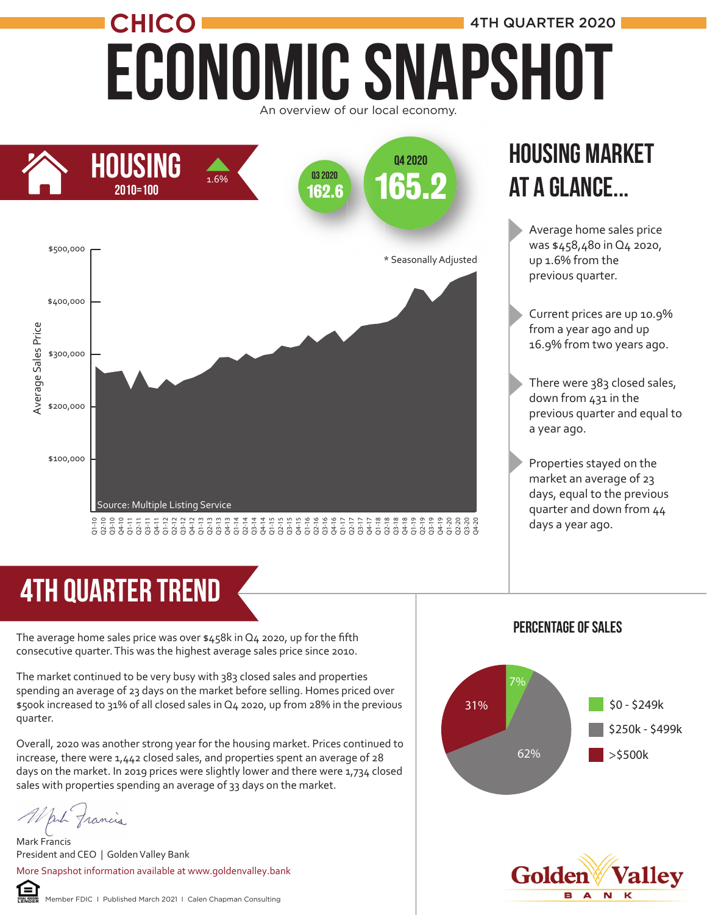# CHICO — 4TH QUARTER 2020

# ECONOMIC SNAPSHOT

An overview of our local economy.

## HOUSING

2010=100

▲ 1.6%

Q3 2020: **162.6**

Q4 2020: **165.2**

* Seasonally Adjusted

Average Sales Price

Source: Multiple Listing Service

## HOUSING MARKET AT A GLANCE...

- Average home sales price was $458,480 in Q4 2020, up 1.6% from the previous quarter.
- Current prices are up 10.9% from a year ago and up 16.9% from two years ago.
- There were 383 closed sales, down from 431 in the previous quarter and equal to a year ago.
- Properties stayed on the market an average of 23 days, equal to the previous quarter and down from 44 days a year ago.

## 4TH QUARTER TREND

The average home sales price was over $458k in Q4 2020, up for the fifth consecutive quarter. This was the highest average sales price since 2010.

The market continued to be very busy with 383 closed sales and properties spending an average of 23 days on the market before selling. Homes priced over $500k increased to 31% of all closed sales in Q4 2020, up from 28% in the previous quarter.

Overall, 2020 was another strong year for the housing market. Prices continued to increase, there were 1,442 closed sales, and properties spent an average of 28 days on the market. In 2019 prices were slightly lower and there were 1,734 closed sales with properties spending an average of 33 days on the market.

Mark Francis
President and CEO | Golden Valley Bank

More Snapshot information available at www.goldenvalley.bank

### PERCENTAGE OF SALES

| Price Range | Percentage |
|---|---|
| $0 - $249k | 7% |
| $250k - $499k | 62% |
| >$500k | 31% |

Golden Valley BANK

Member FDIC | Published March 2021 | Calen Chapman Consulting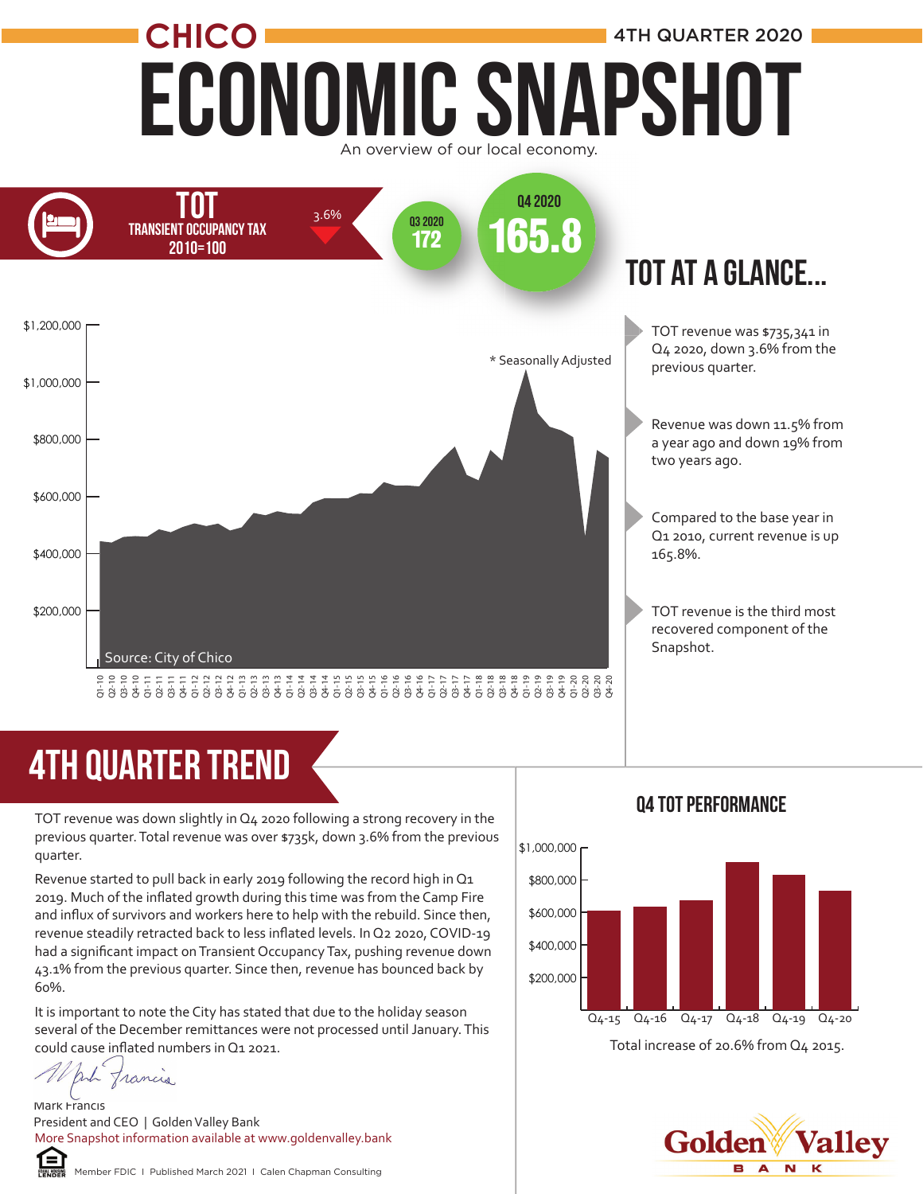# CHICO ECONOMIC SNAPSHOT

4TH QUARTER 2020

An overview of our local economy.

## TOT

TRANSIENT OCCUPANCY TAX
2010=100

3.6%

Q3 2020
172

Q4 2020
165.8

## TOT AT A GLANCE...

* Seasonally Adjusted

Source: City of Chico

- TOT revenue was $735,341 in Q4 2020, down 3.6% from the previous quarter.
- Revenue was down 11.5% from a year ago and down 19% from two years ago.
- Compared to the base year in Q1 2010, current revenue is up 165.8%.
- TOT revenue is the third most recovered component of the Snapshot.

## 4TH QUARTER TREND

TOT revenue was down slightly in Q4 2020 following a strong recovery in the previous quarter. Total revenue was over $735k, down 3.6% from the previous quarter.

Revenue started to pull back in early 2019 following the record high in Q1 2019. Much of the inflated growth during this time was from the Camp Fire and influx of survivors and workers here to help with the rebuild. Since then, revenue steadily retracted back to less inflated levels. In Q2 2020, COVID-19 had a significant impact on Transient Occupancy Tax, pushing revenue down 43.1% from the previous quarter. Since then, revenue has bounced back by 60%.

It is important to note the City has stated that due to the holiday season several of the December remittances were not processed until January. This could cause inflated numbers in Q1 2021.

Mark Francis
President and CEO | Golden Valley Bank
More Snapshot information available at www.goldenvalley.bank

### Q4 TOT PERFORMANCE

Total increase of 20.6% from Q4 2015.

Member FDIC | Published March 2021 | Calen Chapman Consulting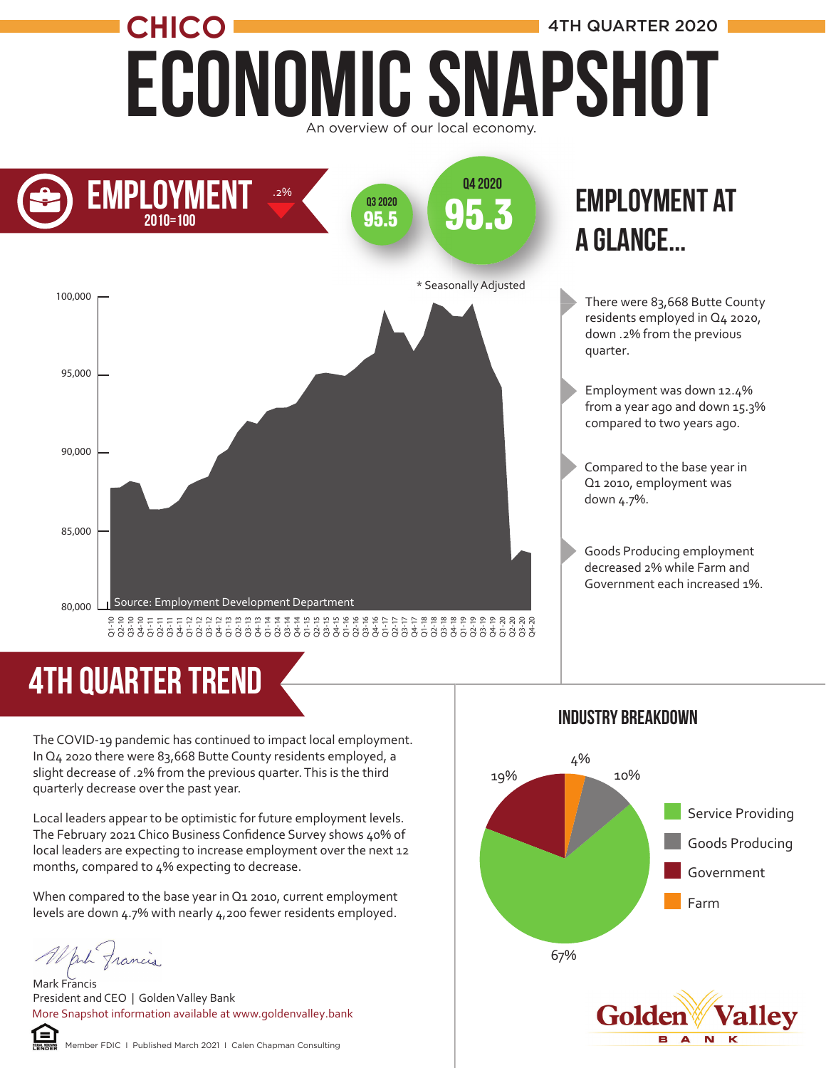CHICO — 4TH QUARTER 2020

# ECONOMIC SNAPSHOT

An overview of our local economy.

## EMPLOYMENT

2010=100

.2%

Q3 2020
95.5

Q4 2020
95.3

\* Seasonally Adjusted

100,000
95,000
90,000
85,000
80,000

Source: Employment Development Department

Q1-10 Q2-10 Q3-10 Q4-10 Q1-11 Q2-11 Q3-11 Q4-11 Q1-12 Q2-12 Q3-12 Q4-12 Q1-13 Q2-13 Q3-13 Q4-13 Q1-14 Q2-14 Q3-14 Q4-14 Q1-15 Q2-15 Q3-15 Q4-15 Q1-16 Q2-16 Q3-16 Q4-16 Q1-17 Q2-17 Q3-17 Q4-17 Q1-18 Q2-18 Q3-18 Q4-18 Q1-19 Q2-19 Q3-19 Q4-19 Q1-20 Q2-20 Q3-20 Q4-20

## EMPLOYMENT AT A GLANCE...

- There were 83,668 Butte County residents employed in Q4 2020, down .2% from the previous quarter.
- Employment was down 12.4% from a year ago and down 15.3% compared to two years ago.
- Compared to the base year in Q1 2010, employment was down 4.7%.
- Goods Producing employment decreased 2% while Farm and Government each increased 1%.

## 4TH QUARTER TREND

The COVID-19 pandemic has continued to impact local employment. In Q4 2020 there were 83,668 Butte County residents employed, a slight decrease of .2% from the previous quarter. This is the third quarterly decrease over the past year.

Local leaders appear to be optimistic for future employment levels. The February 2021 Chico Business Confidence Survey shows 40% of local leaders are expecting to increase employment over the next 12 months, compared to 4% expecting to decrease.

When compared to the base year in Q1 2010, current employment levels are down 4.7% with nearly 4,200 fewer residents employed.

Mark Francis
President and CEO | Golden Valley Bank
More Snapshot information available at www.goldenvalley.bank

## INDUSTRY BREAKDOWN

4%
10%
19%
67%

Service Providing
Goods Producing
Government
Farm

Golden Valley BANK

Member FDIC | Published March 2021 | Calen Chapman Consulting